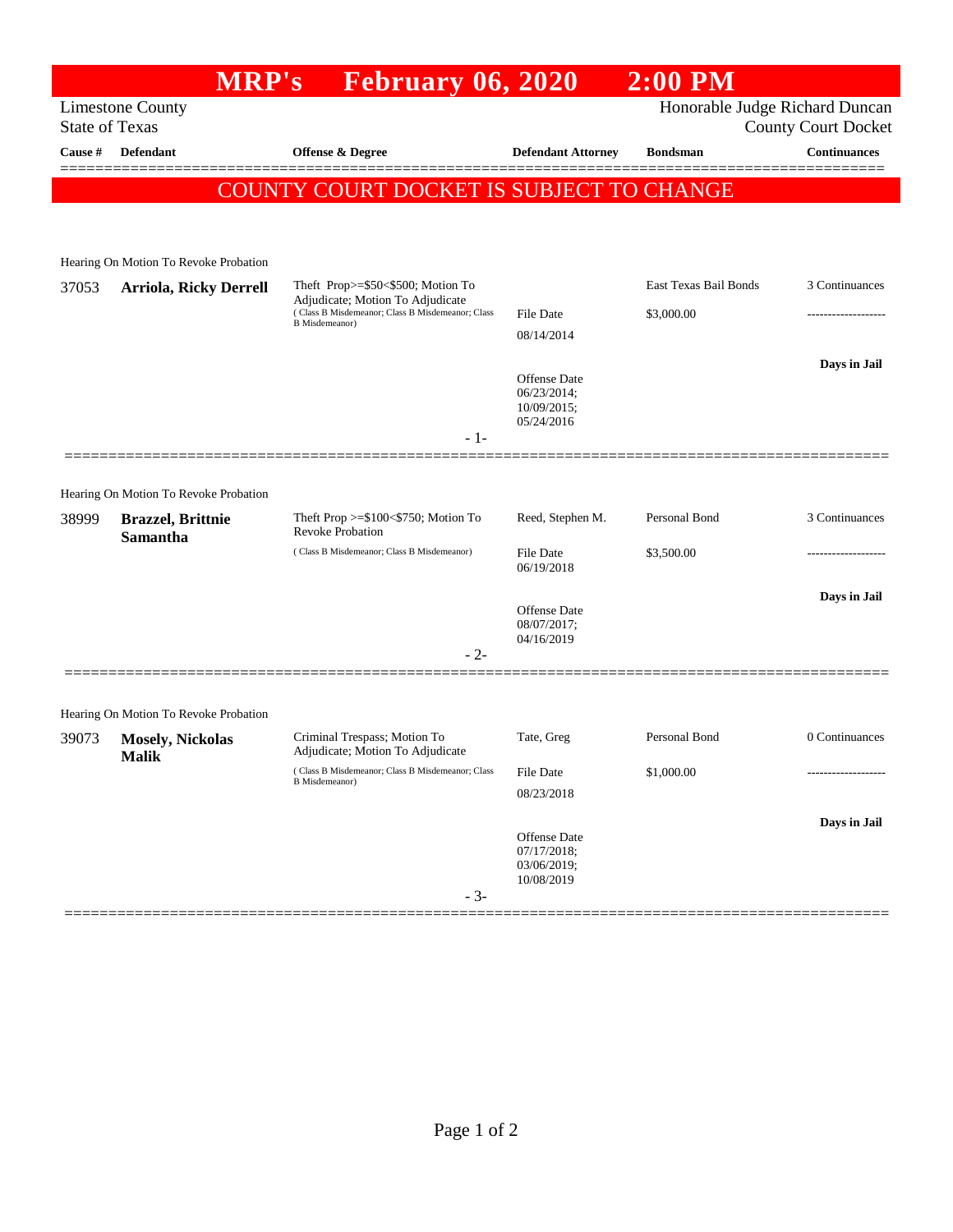# MRP's February 06, 2020 2:00 PM

Limestone County
State of Texas

Honorable Judge Richard Duncan
County Court Docket

**COUNTY COURT DOCKET IS SUBJECT TO CHANGE**

| Cause # | Defendant | Offense & Degree | Defendant Attorney | Bondsman | Continuances |
|---|---|---|---|---|---|
| | Hearing On Motion To Revoke Probation | | | | |
| 37053 | **Arriola, Ricky Derrell** | Theft Prop>=$50<$500; Motion To Adjudicate; Motion To Adjudicate (Class B Misdemeanor; Class B Misdemeanor; Class B Misdemeanor) | File Date 08/14/2014; Offense Date 06/23/2014; 10/09/2015; 05/24/2016 | East Texas Bail Bonds $3,000.00 | 3 Continuances; **Days in Jail** |
| | Hearing On Motion To Revoke Probation | | | | |
| 38999 | **Brazzel, Brittnie Samantha** | Theft Prop >=$100<$750; Motion To Revoke Probation (Class B Misdemeanor; Class B Misdemeanor) | Reed, Stephen M.; File Date 06/19/2018; Offense Date 08/07/2017; 04/16/2019 | Personal Bond $3,500.00 | 3 Continuances; **Days in Jail** |
| | Hearing On Motion To Revoke Probation | | | | |
| 39073 | **Mosely, Nickolas Malik** | Criminal Trespass; Motion To Adjudicate; Motion To Adjudicate (Class B Misdemeanor; Class B Misdemeanor; Class B Misdemeanor) | Tate, Greg; File Date 08/23/2018; Offense Date 07/17/2018; 03/06/2019; 10/08/2019 | Personal Bond $1,000.00 | 0 Continuances; **Days in Jail** |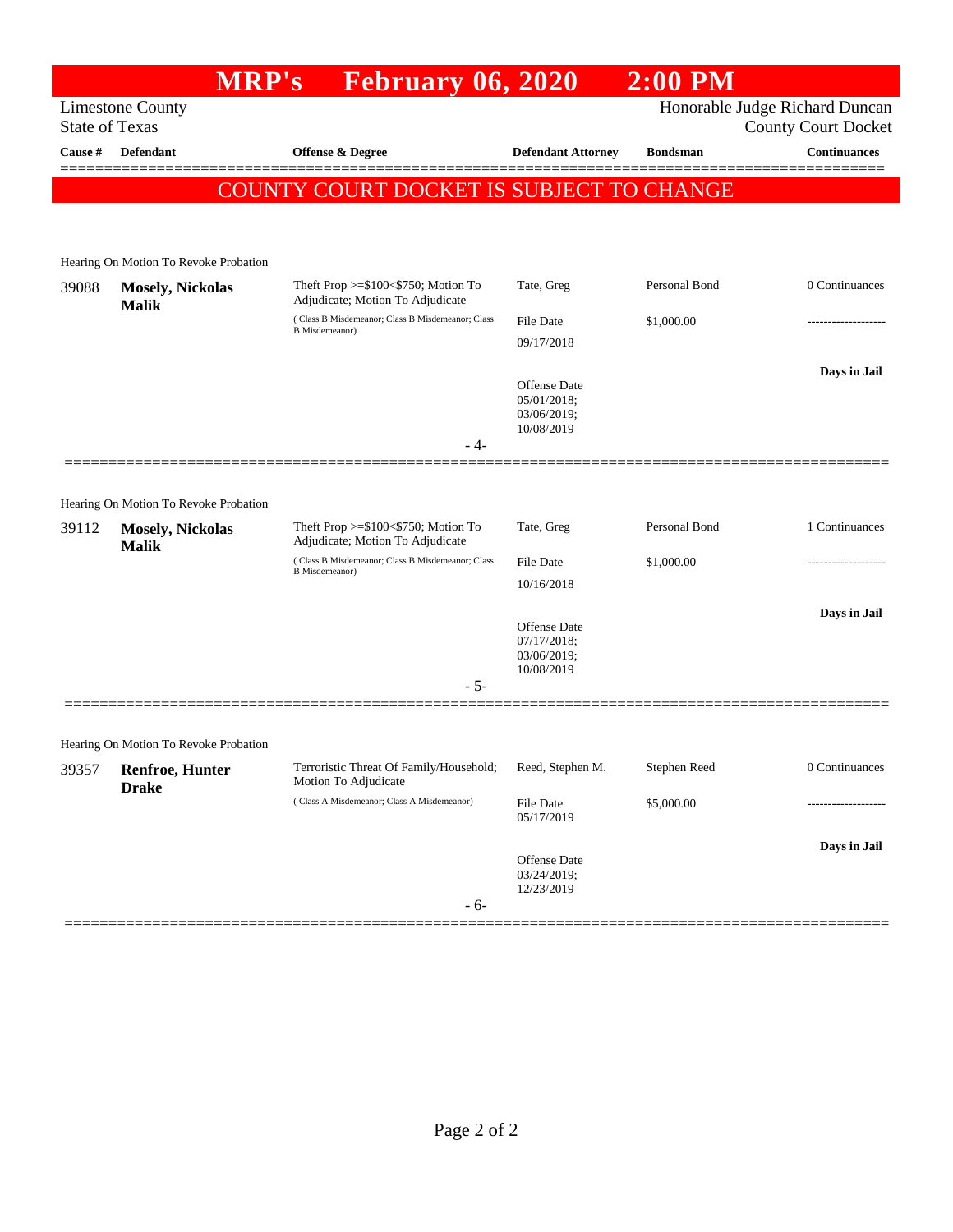# MRP's February 06, 2020 2:00 PM

Limestone County
State of Texas

Honorable Judge Richard Duncan
County Court Docket

| Cause # | Defendant | Offense & Degree | Defendant Attorney | Bondsman | Continuances |
|---|---|---|---|---|---|

**COUNTY COURT DOCKET IS SUBJECT TO CHANGE**

Hearing On Motion To Revoke Probation

| Cause # | Defendant | Offense & Degree | Defendant Attorney | Bondsman | Continuances |
|---|---|---|---|---|---|
| 39088 | **Mosely, Nickolas Malik** | Theft Prop >=$100<$750; Motion To Adjudicate; Motion To Adjudicate<br>( Class B Misdemeanor; Class B Misdemeanor; Class B Misdemeanor) | Tate, Greg<br>File Date<br>09/17/2018<br>Offense Date<br>05/01/2018; 03/06/2019; 10/08/2019 | Personal Bond<br>$1,000.00 | 0 Continuances<br>-------------------<br>**Days in Jail** |

- 4-

Hearing On Motion To Revoke Probation

| Cause # | Defendant | Offense & Degree | Defendant Attorney | Bondsman | Continuances |
|---|---|---|---|---|---|
| 39112 | **Mosely, Nickolas Malik** | Theft Prop >=$100<$750; Motion To Adjudicate; Motion To Adjudicate<br>( Class B Misdemeanor; Class B Misdemeanor; Class B Misdemeanor) | Tate, Greg<br>File Date<br>10/16/2018<br>Offense Date<br>07/17/2018; 03/06/2019; 10/08/2019 | Personal Bond<br>$1,000.00 | 1 Continuances<br>-------------------<br>**Days in Jail** |

- 5-

Hearing On Motion To Revoke Probation

| Cause # | Defendant | Offense & Degree | Defendant Attorney | Bondsman | Continuances |
|---|---|---|---|---|---|
| 39357 | **Renfroe, Hunter Drake** | Terroristic Threat Of Family/Household; Motion To Adjudicate<br>( Class A Misdemeanor; Class A Misdemeanor) | Reed, Stephen M.<br>File Date<br>05/17/2019<br>Offense Date<br>03/24/2019; 12/23/2019 | Stephen Reed<br>$5,000.00 | 0 Continuances<br>-------------------<br>**Days in Jail** |

- 6-